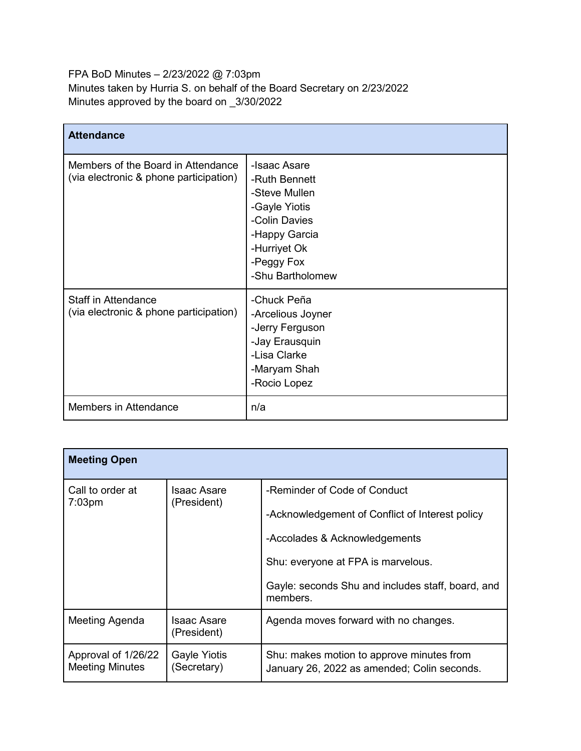FPA BoD Minutes – 2/23/2022 @ 7:03pm
Minutes taken by Hurria S. on behalf of the Board Secretary on 2/23/2022
Minutes approved by the board on _3/30/2022

| **Attendance** | |
|---|---|
| Members of the Board in Attendance (via electronic & phone participation) | -Isaac Asare<br>-Ruth Bennett<br>-Steve Mullen<br>-Gayle Yiotis<br>-Colin Davies<br>-Happy Garcia<br>-Hurriyet Ok<br>-Peggy Fox<br>-Shu Bartholomew |
| Staff in Attendance (via electronic & phone participation) | -Chuck Peña<br>-Arcelious Joyner<br>-Jerry Ferguson<br>-Jay Erausquin<br>-Lisa Clarke<br>-Maryam Shah<br>-Rocio Lopez |
| Members in Attendance | n/a |

| **Meeting Open** | | |
|---|---|---|
| Call to order at 7:03pm | Isaac Asare (President) | -Reminder of Code of Conduct<br>-Acknowledgement of Conflict of Interest policy<br>-Accolades & Acknowledgements<br>Shu: everyone at FPA is marvelous.<br>Gayle: seconds Shu and includes staff, board, and members. |
| Meeting Agenda | Isaac Asare (President) | Agenda moves forward with no changes. |
| Approval of 1/26/22 Meeting Minutes | Gayle Yiotis (Secretary) | Shu: makes motion to approve minutes from January 26, 2022 as amended; Colin seconds. |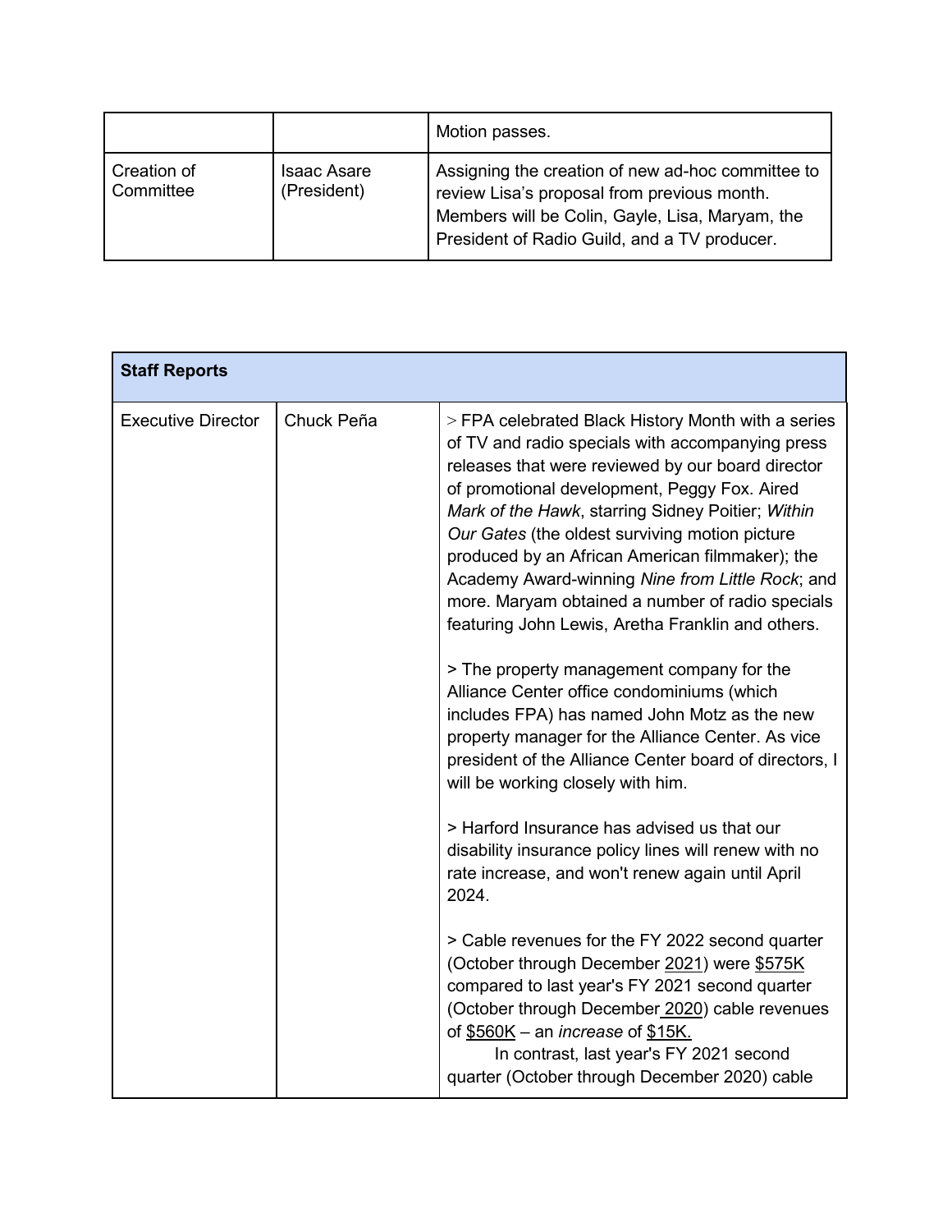| | | |
|---|---|---|
| | | Motion passes. |
| Creation of Committee | Isaac Asare (President) | Assigning the creation of new ad-hoc committee to review Lisa's proposal from previous month. Members will be Colin, Gayle, Lisa, Maryam, the President of Radio Guild, and a TV producer. |

| **Staff Reports** | | |
|---|---|---|
| Executive Director | Chuck Peña | > FPA celebrated Black History Month with a series of TV and radio specials with accompanying press releases that were reviewed by our board director of promotional development, Peggy Fox. Aired *Mark of the Hawk*, starring Sidney Poitier; *Within Our Gates* (the oldest surviving motion picture produced by an African American filmmaker); the Academy Award-winning *Nine from Little Rock*; and more. Maryam obtained a number of radio specials featuring John Lewis, Aretha Franklin and others.<br><br>> The property management company for the Alliance Center office condominiums (which includes FPA) has named John Motz as the new property manager for the Alliance Center. As vice president of the Alliance Center board of directors, I will be working closely with him.<br><br>> Harford Insurance has advised us that our disability insurance policy lines will renew with no rate increase, and won't renew again until April 2024.<br><br>> Cable revenues for the FY 2022 second quarter (October through December 2021) were $575K compared to last year's FY 2021 second quarter (October through December 2020) cable revenues of $560K – an *increase* of $15K.<br>In contrast, last year's FY 2021 second quarter (October through December 2020) cable |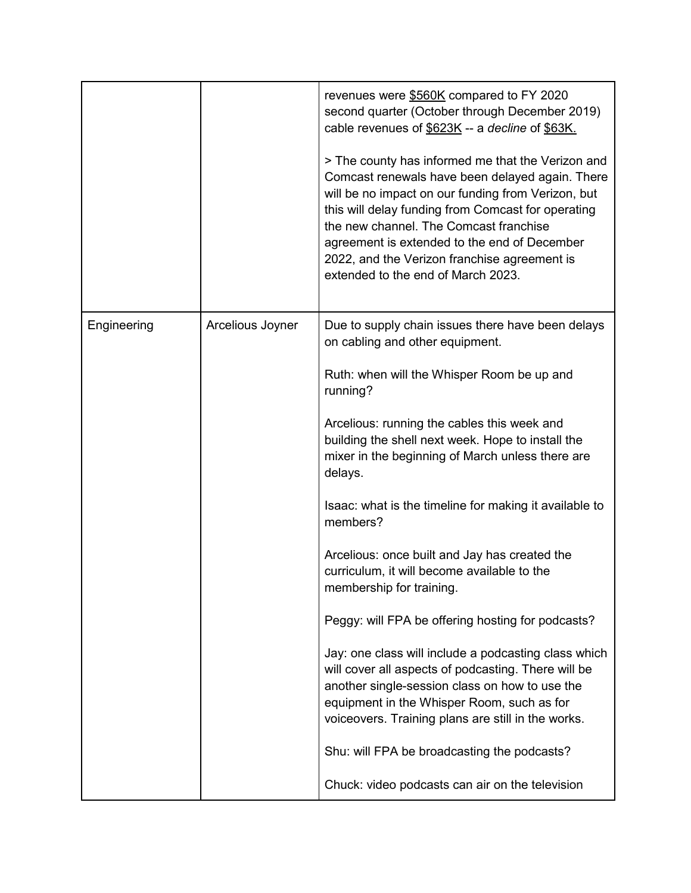| | | |
|---|---|---|
| | | revenues were $560K compared to FY 2020 second quarter (October through December 2019) cable revenues of $623K -- a *decline* of $63K.<br><br>> The county has informed me that the Verizon and Comcast renewals have been delayed again. There will be no impact on our funding from Verizon, but this will delay funding from Comcast for operating the new channel. The Comcast franchise agreement is extended to the end of December 2022, and the Verizon franchise agreement is extended to the end of March 2023. |
| Engineering | Arcelious Joyner | Due to supply chain issues there have been delays on cabling and other equipment.<br><br>Ruth: when will the Whisper Room be up and running?<br><br>Arcelious: running the cables this week and building the shell next week. Hope to install the mixer in the beginning of March unless there are delays.<br><br>Isaac: what is the timeline for making it available to members?<br><br>Arcelious: once built and Jay has created the curriculum, it will become available to the membership for training.<br><br>Peggy: will FPA be offering hosting for podcasts?<br><br>Jay: one class will include a podcasting class which will cover all aspects of podcasting. There will be another single-session class on how to use the equipment in the Whisper Room, such as for voiceovers. Training plans are still in the works.<br><br>Shu: will FPA be broadcasting the podcasts?<br><br>Chuck: video podcasts can air on the television |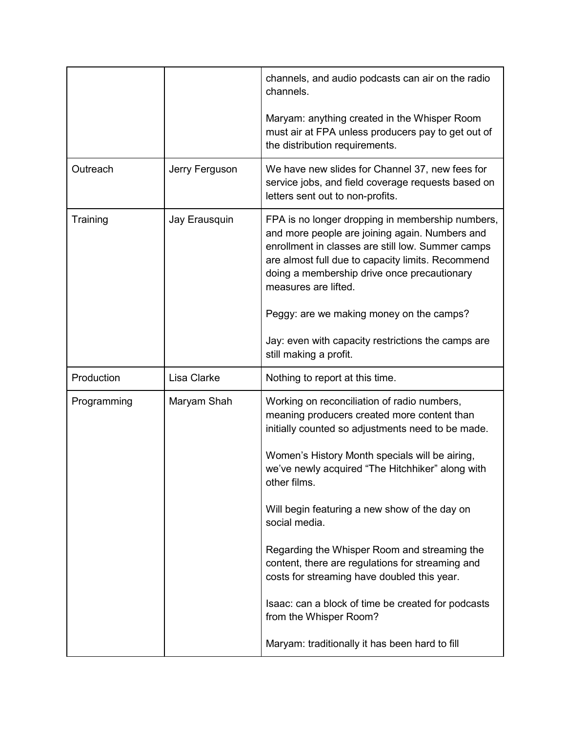| | | |
|---|---|---|
| | | channels, and audio podcasts can air on the radio channels.<br><br>Maryam: anything created in the Whisper Room must air at FPA unless producers pay to get out of the distribution requirements. |
| Outreach | Jerry Ferguson | We have new slides for Channel 37, new fees for service jobs, and field coverage requests based on letters sent out to non-profits. |
| Training | Jay Erausquin | FPA is no longer dropping in membership numbers, and more people are joining again. Numbers and enrollment in classes are still low. Summer camps are almost full due to capacity limits. Recommend doing a membership drive once precautionary measures are lifted.<br><br>Peggy: are we making money on the camps?<br><br>Jay: even with capacity restrictions the camps are still making a profit. |
| Production | Lisa Clarke | Nothing to report at this time. |
| Programming | Maryam Shah | Working on reconciliation of radio numbers, meaning producers created more content than initially counted so adjustments need to be made.<br><br>Women's History Month specials will be airing, we've newly acquired "The Hitchhiker" along with other films.<br><br>Will begin featuring a new show of the day on social media.<br><br>Regarding the Whisper Room and streaming the content, there are regulations for streaming and costs for streaming have doubled this year.<br><br>Isaac: can a block of time be created for podcasts from the Whisper Room?<br><br>Maryam: traditionally it has been hard to fill |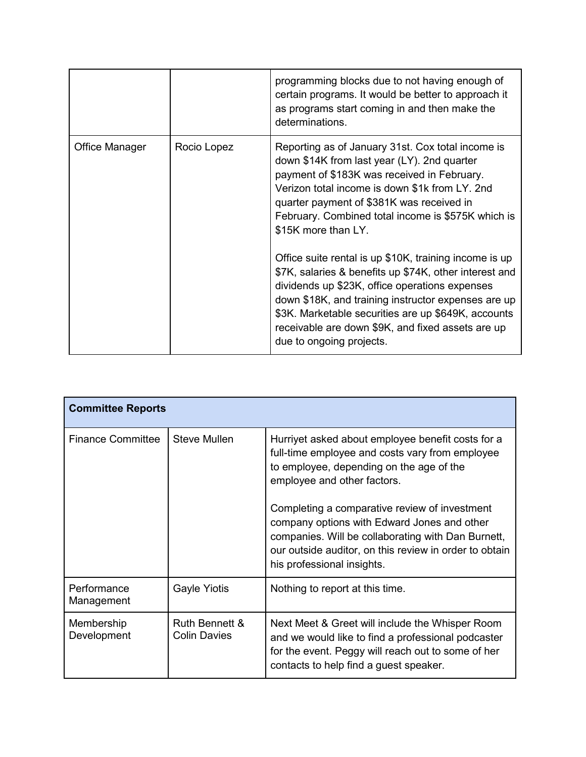| | | |
|---|---|---|
| | | programming blocks due to not having enough of certain programs. It would be better to approach it as programs start coming in and then make the determinations. |
| Office Manager | Rocio Lopez | Reporting as of January 31st. Cox total income is down $14K from last year (LY). 2nd quarter payment of $183K was received in February. Verizon total income is down $1k from LY. 2nd quarter payment of $381K was received in February. Combined total income is $575K which is $15K more than LY.<br><br>Office suite rental is up $10K, training income is up $7K, salaries & benefits up $74K, other interest and dividends up $23K, office operations expenses down $18K, and training instructor expenses are up $3K. Marketable securities are up $649K, accounts receivable are down $9K, and fixed assets are up due to ongoing projects. |

| **Committee Reports** | | |
|---|---|---|
| Finance Committee | Steve Mullen | Hurriyet asked about employee benefit costs for a full-time employee and costs vary from employee to employee, depending on the age of the employee and other factors.<br><br>Completing a comparative review of investment company options with Edward Jones and other companies. Will be collaborating with Dan Burnett, our outside auditor, on this review in order to obtain his professional insights. |
| Performance Management | Gayle Yiotis | Nothing to report at this time. |
| Membership Development | Ruth Bennett & Colin Davies | Next Meet & Greet will include the Whisper Room and we would like to find a professional podcaster for the event. Peggy will reach out to some of her contacts to help find a guest speaker. |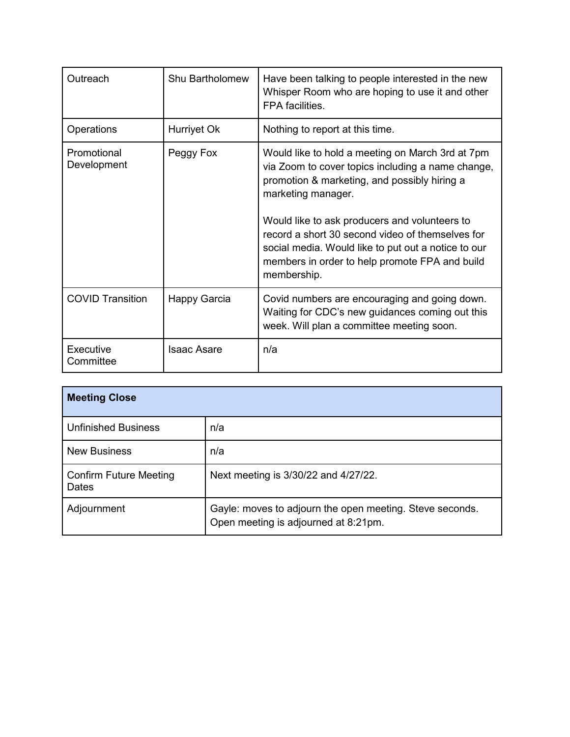| | | |
|---|---|---|
| Outreach | Shu Bartholomew | Have been talking to people interested in the new Whisper Room who are hoping to use it and other FPA facilities. |
| Operations | Hurriyet Ok | Nothing to report at this time. |
| Promotional Development | Peggy Fox | Would like to hold a meeting on March 3rd at 7pm via Zoom to cover topics including a name change, promotion & marketing, and possibly hiring a marketing manager.<br><br>Would like to ask producers and volunteers to record a short 30 second video of themselves for social media. Would like to put out a notice to our members in order to help promote FPA and build membership. |
| COVID Transition | Happy Garcia | Covid numbers are encouraging and going down. Waiting for CDC's new guidances coming out this week. Will plan a committee meeting soon. |
| Executive Committee | Isaac Asare | n/a |

| **Meeting Close** | |
|---|---|
| Unfinished Business | n/a |
| New Business | n/a |
| Confirm Future Meeting Dates | Next meeting is 3/30/22 and 4/27/22. |
| Adjournment | Gayle: moves to adjourn the open meeting. Steve seconds. Open meeting is adjourned at 8:21pm. |